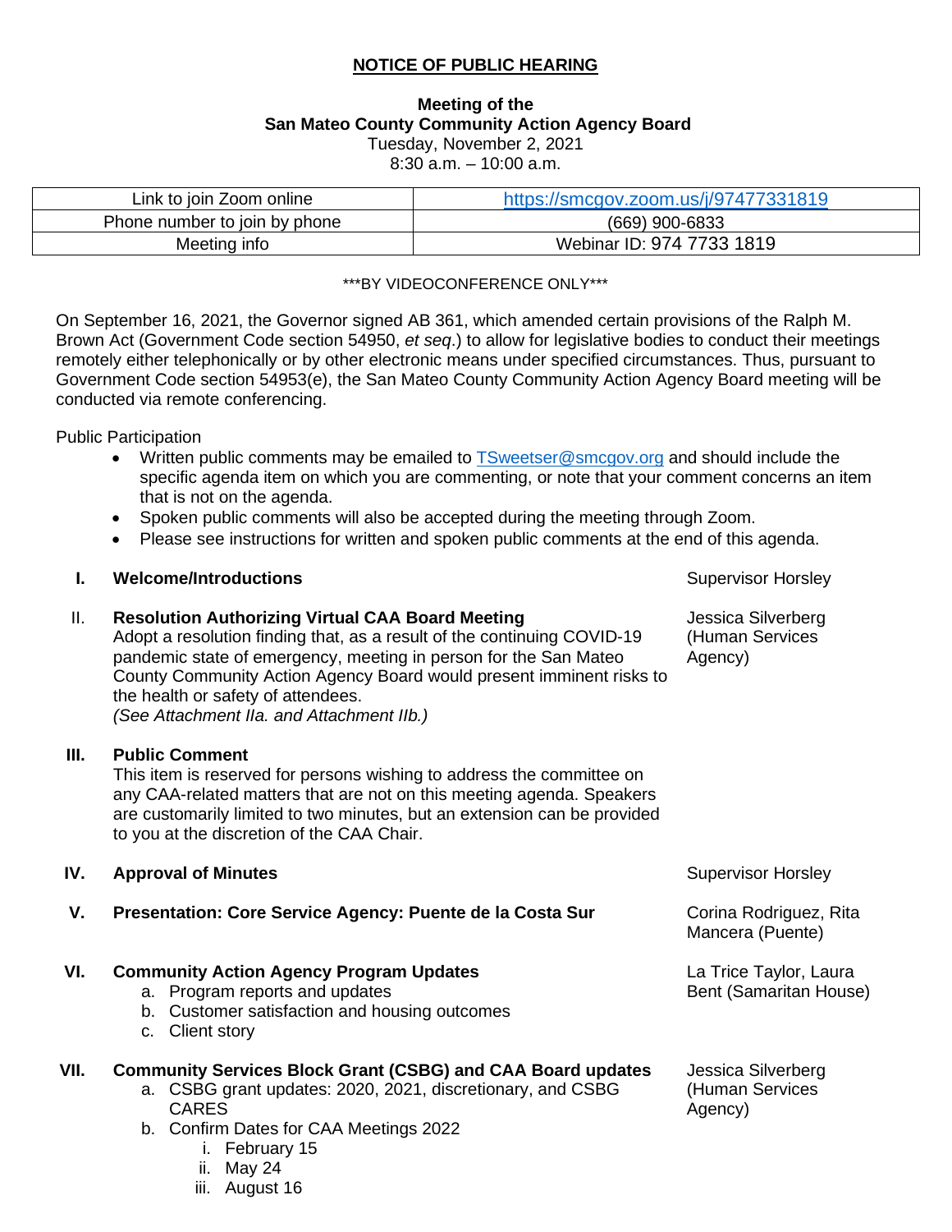**NOTICE OF PUBLIC HEARING**

**Meeting of the**
**San Mateo County Community Action Agency Board**
Tuesday, November 2, 2021
8:30 a.m. – 10:00 a.m.

| Link to join Zoom online | https://smcgov.zoom.us/j/97477331819 |
|---|---|
| Phone number to join by phone | (669) 900-6833 |
| Meeting info | Webinar ID: 974 7733 1819 |

\*\*\*BY VIDEOCONFERENCE ONLY\*\*\*

On September 16, 2021, the Governor signed AB 361, which amended certain provisions of the Ralph M. Brown Act (Government Code section 54950, *et seq*.) to allow for legislative bodies to conduct their meetings remotely either telephonically or by other electronic means under specified circumstances. Thus, pursuant to Government Code section 54953(e), the San Mateo County Community Action Agency Board meeting will be conducted via remote conferencing.

Public Participation

- Written public comments may be emailed to TSweetser@smcgov.org and should include the specific agenda item on which you are commenting, or note that your comment concerns an item that is not on the agenda.
- Spoken public comments will also be accepted during the meeting through Zoom.
- Please see instructions for written and spoken public comments at the end of this agenda.

**I. Welcome/Introductions** — Supervisor Horsley

**II. Resolution Authorizing Virtual CAA Board Meeting** — Jessica Silverberg (Human Services Agency)
Adopt a resolution finding that, as a result of the continuing COVID-19 pandemic state of emergency, meeting in person for the San Mateo County Community Action Agency Board would present imminent risks to the health or safety of attendees.
*(See Attachment IIa. and Attachment IIb.)*

**III. Public Comment**
This item is reserved for persons wishing to address the committee on any CAA-related matters that are not on this meeting agenda. Speakers are customarily limited to two minutes, but an extension can be provided to you at the discretion of the CAA Chair.

**IV. Approval of Minutes** — Supervisor Horsley

**V. Presentation: Core Service Agency: Puente de la Costa Sur** — Corina Rodriguez, Rita Mancera (Puente)

**VI. Community Action Agency Program Updates** — La Trice Taylor, Laura Bent (Samaritan House)
   a. Program reports and updates
   b. Customer satisfaction and housing outcomes
   c. Client story

**VII. Community Services Block Grant (CSBG) and CAA Board updates** — Jessica Silverberg (Human Services Agency)
   a. CSBG grant updates: 2020, 2021, discretionary, and CSBG CARES
   b. Confirm Dates for CAA Meetings 2022
      i. February 15
      ii. May 24
      iii. August 16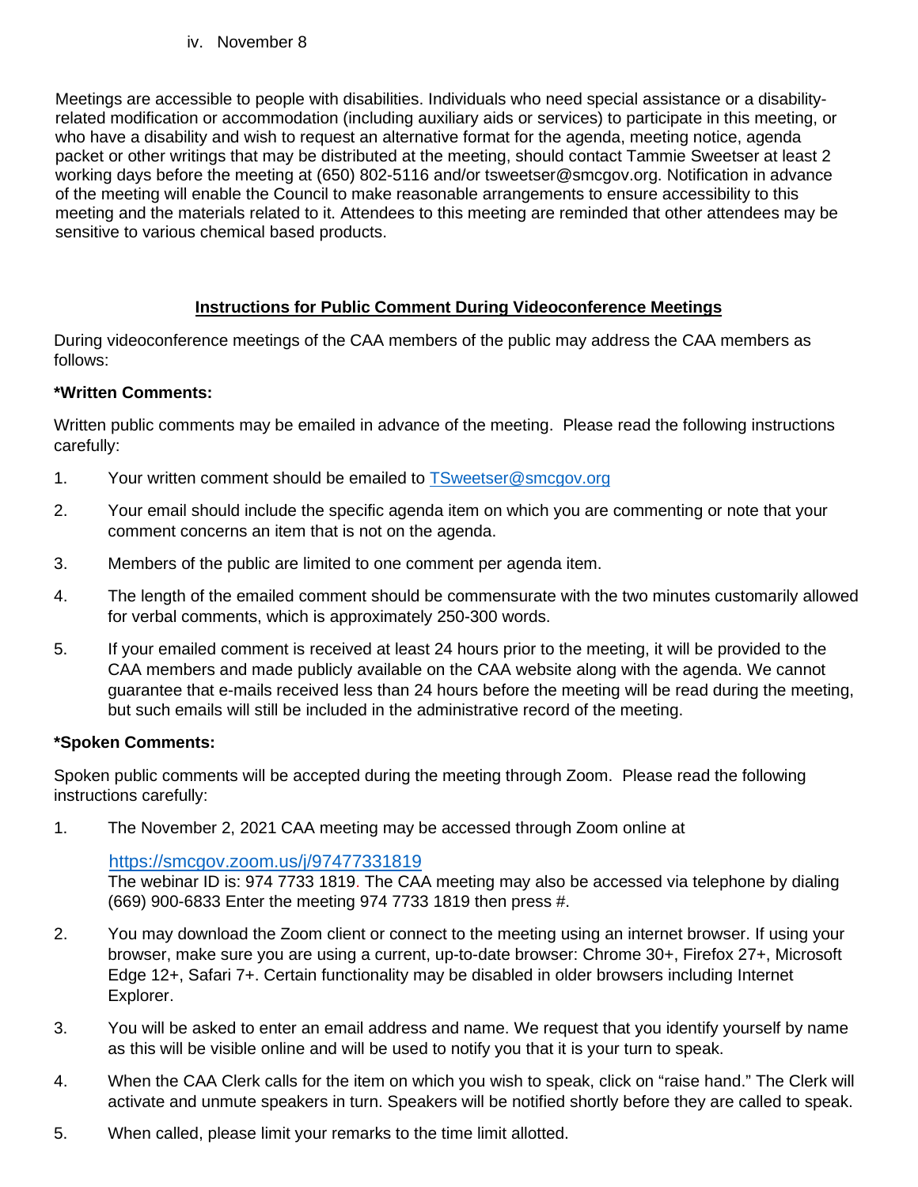iv. November 8

Meetings are accessible to people with disabilities. Individuals who need special assistance or a disability-related modification or accommodation (including auxiliary aids or services) to participate in this meeting, or who have a disability and wish to request an alternative format for the agenda, meeting notice, agenda packet or other writings that may be distributed at the meeting, should contact Tammie Sweetser at least 2 working days before the meeting at (650) 802-5116 and/or tsweetser@smcgov.org. Notification in advance of the meeting will enable the Council to make reasonable arrangements to ensure accessibility to this meeting and the materials related to it. Attendees to this meeting are reminded that other attendees may be sensitive to various chemical based products.

## Instructions for Public Comment During Videoconference Meetings

During videoconference meetings of the CAA members of the public may address the CAA members as follows:

**\*Written Comments:**

Written public comments may be emailed in advance of the meeting. Please read the following instructions carefully:

1. Your written comment should be emailed to [TSweetser@smcgov.org](mailto:TSweetser@smcgov.org)
2. Your email should include the specific agenda item on which you are commenting or note that your comment concerns an item that is not on the agenda.
3. Members of the public are limited to one comment per agenda item.
4. The length of the emailed comment should be commensurate with the two minutes customarily allowed for verbal comments, which is approximately 250-300 words.
5. If your emailed comment is received at least 24 hours prior to the meeting, it will be provided to the CAA members and made publicly available on the CAA website along with the agenda. We cannot guarantee that e-mails received less than 24 hours before the meeting will be read during the meeting, but such emails will still be included in the administrative record of the meeting.

**\*Spoken Comments:**

Spoken public comments will be accepted during the meeting through Zoom. Please read the following instructions carefully:

1. The November 2, 2021 CAA meeting may be accessed through Zoom online at

   [https://smcgov.zoom.us/j/97477331819](https://smcgov.zoom.us/j/97477331819)
   The webinar ID is: 974 7733 1819. The CAA meeting may also be accessed via telephone by dialing (669) 900-6833 Enter the meeting 974 7733 1819 then press #.
2. You may download the Zoom client or connect to the meeting using an internet browser. If using your browser, make sure you are using a current, up-to-date browser: Chrome 30+, Firefox 27+, Microsoft Edge 12+, Safari 7+. Certain functionality may be disabled in older browsers including Internet Explorer.
3. You will be asked to enter an email address and name. We request that you identify yourself by name as this will be visible online and will be used to notify you that it is your turn to speak.
4. When the CAA Clerk calls for the item on which you wish to speak, click on "raise hand." The Clerk will activate and unmute speakers in turn. Speakers will be notified shortly before they are called to speak.
5. When called, please limit your remarks to the time limit allotted.